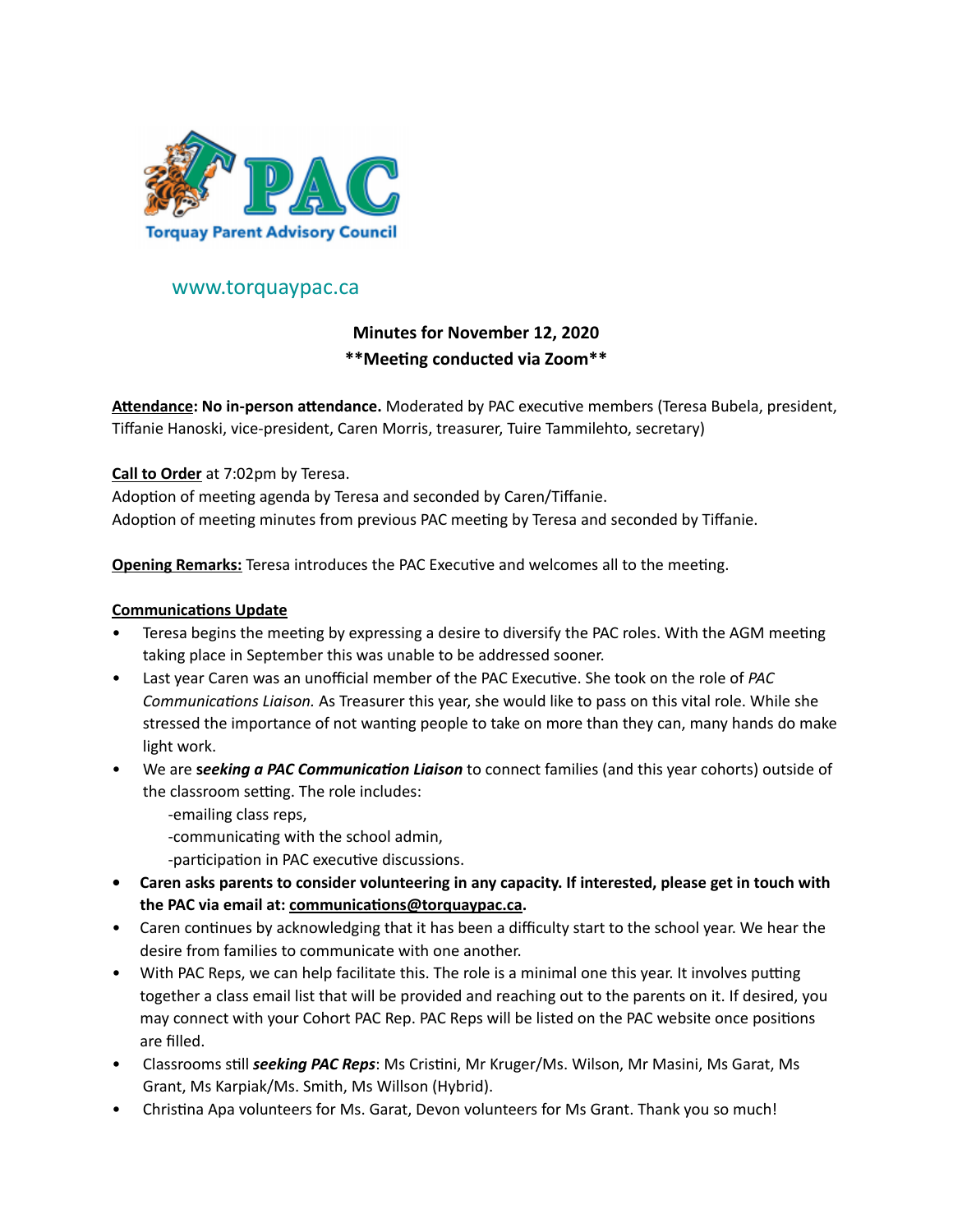TPAC

Torquay Parent Advisory Council

www.torquaypac.ca

**Minutes for November 12, 2020**
**\*\*Meeting conducted via Zoom\*\***

**Attendance: No in-person attendance.** Moderated by PAC executive members (Teresa Bubela, president, Tiffanie Hanoski, vice-president, Caren Morris, treasurer, Tuire Tammilehto, secretary)

**Call to Order** at 7:02pm by Teresa.
Adoption of meeting agenda by Teresa and seconded by Caren/Tiffanie.
Adoption of meeting minutes from previous PAC meeting by Teresa and seconded by Tiffanie.

**Opening Remarks:** Teresa introduces the PAC Executive and welcomes all to the meeting.

**Communications Update**

- Teresa begins the meeting by expressing a desire to diversify the PAC roles. With the AGM meeting taking place in September this was unable to be addressed sooner.
- Last year Caren was an unofficial member of the PAC Executive. She took on the role of *PAC Communications Liaison.* As Treasurer this year, she would like to pass on this vital role. While she stressed the importance of not wanting people to take on more than they can, many hands do make light work.
- We are ***seeking a PAC Communication Liaison*** to connect families (and this year cohorts) outside of the classroom setting. The role includes:
  - -emailing class reps,
  - -communicating with the school admin,
  - -participation in PAC executive discussions.
- **Caren asks parents to consider volunteering in any capacity. If interested, please get in touch with the PAC via email at: communications@torquaypac.ca.**
- Caren continues by acknowledging that it has been a difficulty start to the school year. We hear the desire from families to communicate with one another.
- With PAC Reps, we can help facilitate this. The role is a minimal one this year. It involves putting together a class email list that will be provided and reaching out to the parents on it. If desired, you may connect with your Cohort PAC Rep. PAC Reps will be listed on the PAC website once positions are filled.
- Classrooms still ***seeking PAC Reps***: Ms Cristini, Mr Kruger/Ms. Wilson, Mr Masini, Ms Garat, Ms Grant, Ms Karpiak/Ms. Smith, Ms Willson (Hybrid).
- Christina Apa volunteers for Ms. Garat, Devon volunteers for Ms Grant. Thank you so much!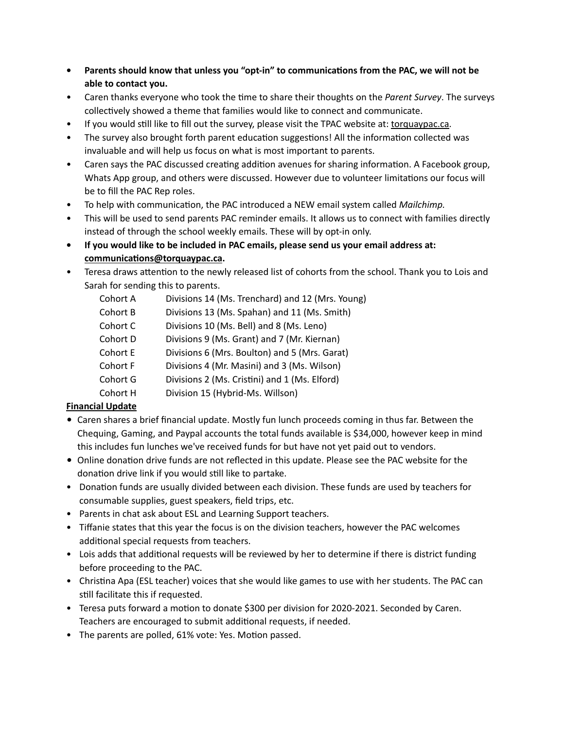- **Parents should know that unless you "opt-in" to communications from the PAC, we will not be able to contact you.**
- Caren thanks everyone who took the time to share their thoughts on the *Parent Survey*. The surveys collectively showed a theme that families would like to connect and communicate.
- If you would still like to fill out the survey, please visit the TPAC website at: torquaypac.ca.
- The survey also brought forth parent education suggestions! All the information collected was invaluable and will help us focus on what is most important to parents.
- Caren says the PAC discussed creating addition avenues for sharing information. A Facebook group, Whats App group, and others were discussed. However due to volunteer limitations our focus will be to fill the PAC Rep roles.
- To help with communication, the PAC introduced a NEW email system called *Mailchimp.*
- This will be used to send parents PAC reminder emails. It allows us to connect with families directly instead of through the school weekly emails. These will by opt-in only.
- **If you would like to be included in PAC emails, please send us your email address at: communications@torquaypac.ca.**
- Teresa draws attention to the newly released list of cohorts from the school. Thank you to Lois and Sarah for sending this to parents.

| | |
|---|---|
| Cohort A | Divisions 14 (Ms. Trenchard) and 12 (Mrs. Young) |
| Cohort B | Divisions 13 (Ms. Spahan) and 11 (Ms. Smith) |
| Cohort C | Divisions 10 (Ms. Bell) and 8 (Ms. Leno) |
| Cohort D | Divisions 9 (Ms. Grant) and 7 (Mr. Kiernan) |
| Cohort E | Divisions 6 (Mrs. Boulton) and 5 (Mrs. Garat) |
| Cohort F | Divisions 4 (Mr. Masini) and 3 (Ms. Wilson) |
| Cohort G | Divisions 2 (Ms. Cristini) and 1 (Ms. Elford) |
| Cohort H | Division 15 (Hybrid-Ms. Willson) |

**Financial Update**

- Caren shares a brief financial update. Mostly fun lunch proceeds coming in thus far. Between the Chequing, Gaming, and Paypal accounts the total funds available is $34,000, however keep in mind this includes fun lunches we've received funds for but have not yet paid out to vendors.
- Online donation drive funds are not reflected in this update. Please see the PAC website for the donation drive link if you would still like to partake.
- Donation funds are usually divided between each division. These funds are used by teachers for consumable supplies, guest speakers, field trips, etc.
- Parents in chat ask about ESL and Learning Support teachers.
- Tiffanie states that this year the focus is on the division teachers, however the PAC welcomes additional special requests from teachers.
- Lois adds that additional requests will be reviewed by her to determine if there is district funding before proceeding to the PAC.
- Christina Apa (ESL teacher) voices that she would like games to use with her students. The PAC can still facilitate this if requested.
- Teresa puts forward a motion to donate $300 per division for 2020-2021. Seconded by Caren. Teachers are encouraged to submit additional requests, if needed.
- The parents are polled, 61% vote: Yes. Motion passed.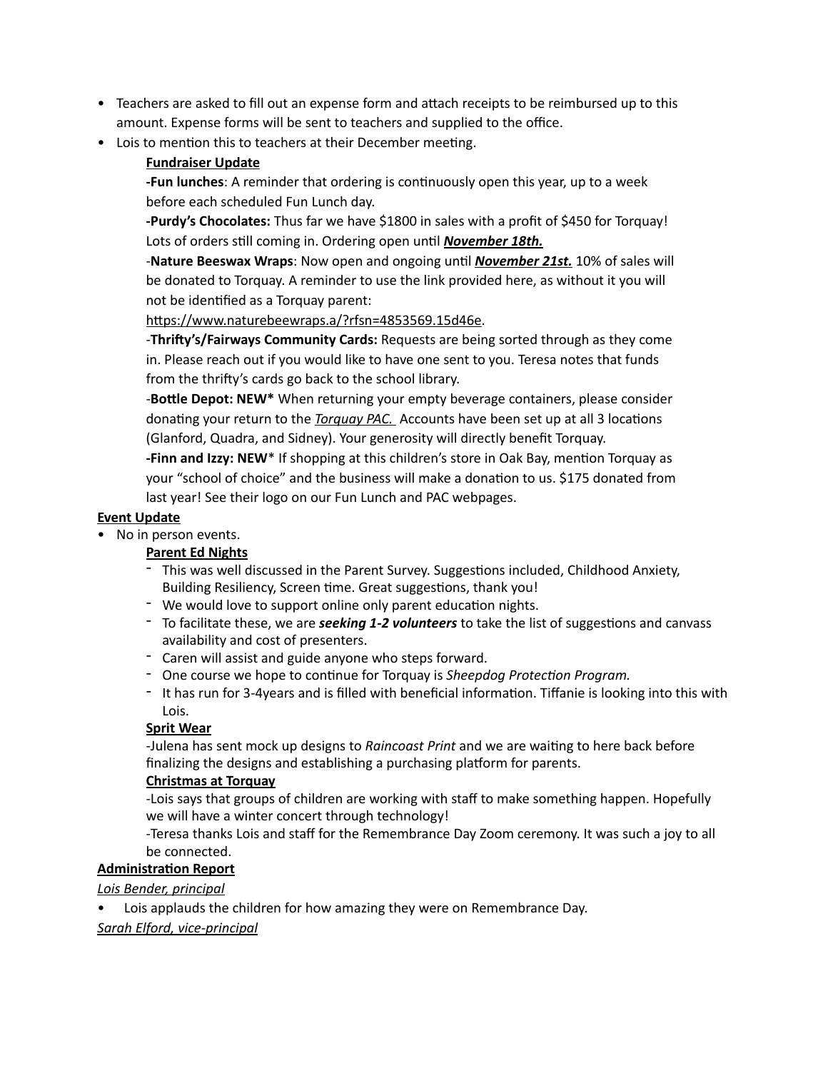- Teachers are asked to fill out an expense form and attach receipts to be reimbursed up to this amount. Expense forms will be sent to teachers and supplied to the office.
- Lois to mention this to teachers at their December meeting.

**Fundraiser Update**

**-Fun lunches**: A reminder that ordering is continuously open this year, up to a week before each scheduled Fun Lunch day.

**-Purdy's Chocolates:** Thus far we have $1800 in sales with a profit of $450 for Torquay! Lots of orders still coming in. Ordering open until ***November 18th.***

-**Nature Beeswax Wraps**: Now open and ongoing until ***November 21st.*** 10% of sales will be donated to Torquay. A reminder to use the link provided here, as without it you will not be identified as a Torquay parent: https://www.naturebeewraps.a/?rfsn=4853569.15d46e.

-**Thrifty's/Fairways Community Cards:** Requests are being sorted through as they come in. Please reach out if you would like to have one sent to you. Teresa notes that funds from the thrifty's cards go back to the school library.

-**Bottle Depot: NEW*** When returning your empty beverage containers, please consider donating your return to the *Torquay PAC.* Accounts have been set up at all 3 locations (Glanford, Quadra, and Sidney). Your generosity will directly benefit Torquay.

**-Finn and Izzy: NEW*** If shopping at this children's store in Oak Bay, mention Torquay as your "school of choice" and the business will make a donation to us. $175 donated from last year! See their logo on our Fun Lunch and PAC webpages.

**Event Update**

- No in person events.

**Parent Ed Nights**

- This was well discussed in the Parent Survey. Suggestions included, Childhood Anxiety, Building Resiliency, Screen time. Great suggestions, thank you!
- We would love to support online only parent education nights.
- To facilitate these, we are ***seeking 1-2 volunteers*** to take the list of suggestions and canvass availability and cost of presenters.
- Caren will assist and guide anyone who steps forward.
- One course we hope to continue for Torquay is *Sheepdog Protection Program.*
- It has run for 3-4years and is filled with beneficial information. Tiffanie is looking into this with Lois.

**Sprit Wear**

-Julena has sent mock up designs to *Raincoast Print* and we are waiting to here back before finalizing the designs and establishing a purchasing platform for parents.

**Christmas at Torquay**

-Lois says that groups of children are working with staff to make something happen. Hopefully we will have a winter concert through technology!

-Teresa thanks Lois and staff for the Remembrance Day Zoom ceremony. It was such a joy to all be connected.

**Administration Report**

*Lois Bender, principal*

- Lois applauds the children for how amazing they were on Remembrance Day.

*Sarah Elford, vice-principal*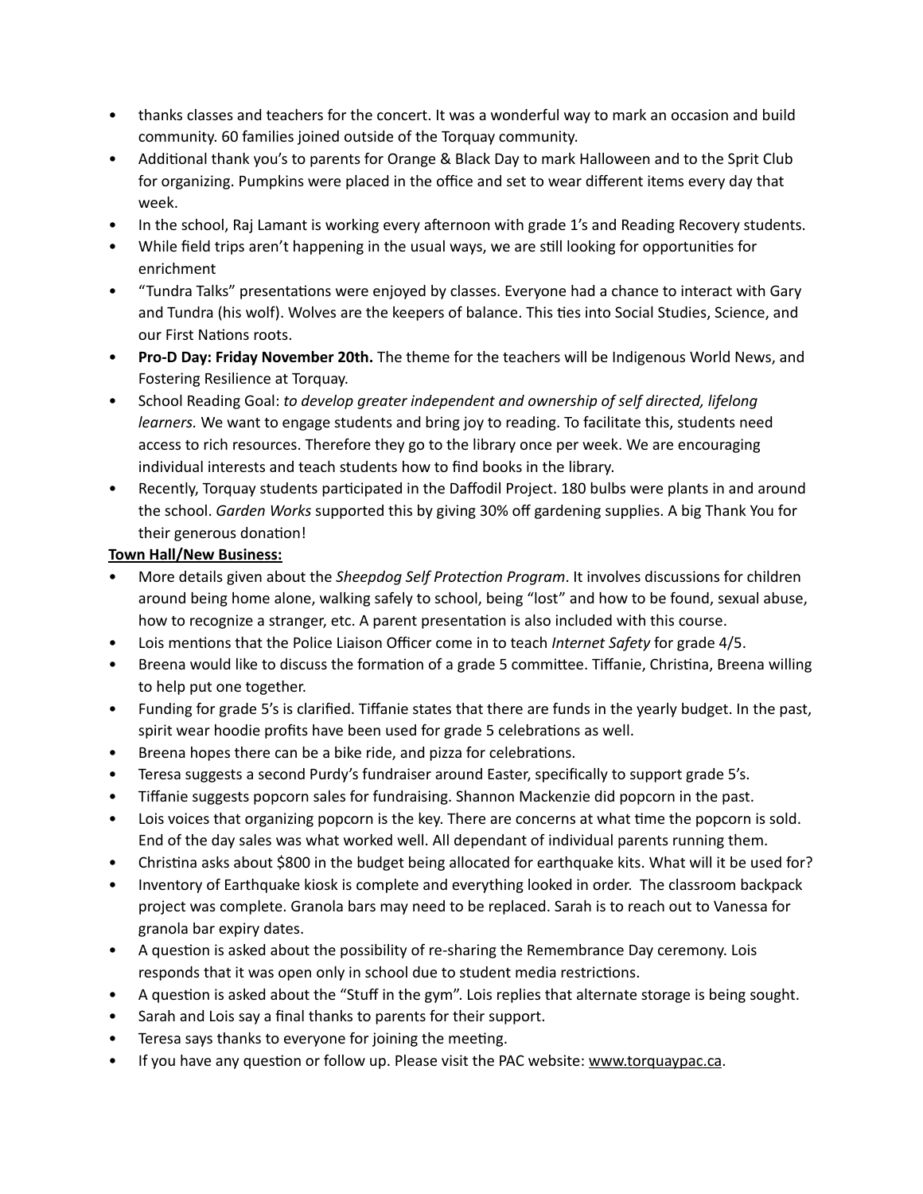- thanks classes and teachers for the concert. It was a wonderful way to mark an occasion and build community. 60 families joined outside of the Torquay community.
- Additional thank you's to parents for Orange & Black Day to mark Halloween and to the Sprit Club for organizing. Pumpkins were placed in the office and set to wear different items every day that week.
- In the school, Raj Lamant is working every afternoon with grade 1's and Reading Recovery students.
- While field trips aren't happening in the usual ways, we are still looking for opportunities for enrichment
- "Tundra Talks" presentations were enjoyed by classes. Everyone had a chance to interact with Gary and Tundra (his wolf). Wolves are the keepers of balance. This ties into Social Studies, Science, and our First Nations roots.
- **Pro-D Day: Friday November 20th.** The theme for the teachers will be Indigenous World News, and Fostering Resilience at Torquay.
- School Reading Goal: *to develop greater independent and ownership of self directed, lifelong learners.* We want to engage students and bring joy to reading. To facilitate this, students need access to rich resources. Therefore they go to the library once per week. We are encouraging individual interests and teach students how to find books in the library.
- Recently, Torquay students participated in the Daffodil Project. 180 bulbs were plants in and around the school. *Garden Works* supported this by giving 30% off gardening supplies. A big Thank You for their generous donation!

**Town Hall/New Business:**

- More details given about the *Sheepdog Self Protection Program*. It involves discussions for children around being home alone, walking safely to school, being "lost" and how to be found, sexual abuse, how to recognize a stranger, etc. A parent presentation is also included with this course.
- Lois mentions that the Police Liaison Officer come in to teach *Internet Safety* for grade 4/5.
- Breena would like to discuss the formation of a grade 5 committee. Tiffanie, Christina, Breena willing to help put one together.
- Funding for grade 5's is clarified. Tiffanie states that there are funds in the yearly budget. In the past, spirit wear hoodie profits have been used for grade 5 celebrations as well.
- Breena hopes there can be a bike ride, and pizza for celebrations.
- Teresa suggests a second Purdy's fundraiser around Easter, specifically to support grade 5's.
- Tiffanie suggests popcorn sales for fundraising. Shannon Mackenzie did popcorn in the past.
- Lois voices that organizing popcorn is the key. There are concerns at what time the popcorn is sold. End of the day sales was what worked well. All dependant of individual parents running them.
- Christina asks about $800 in the budget being allocated for earthquake kits. What will it be used for?
- Inventory of Earthquake kiosk is complete and everything looked in order. The classroom backpack project was complete. Granola bars may need to be replaced. Sarah is to reach out to Vanessa for granola bar expiry dates.
- A question is asked about the possibility of re-sharing the Remembrance Day ceremony. Lois responds that it was open only in school due to student media restrictions.
- A question is asked about the "Stuff in the gym". Lois replies that alternate storage is being sought.
- Sarah and Lois say a final thanks to parents for their support.
- Teresa says thanks to everyone for joining the meeting.
- If you have any question or follow up. Please visit the PAC website: www.torquaypac.ca.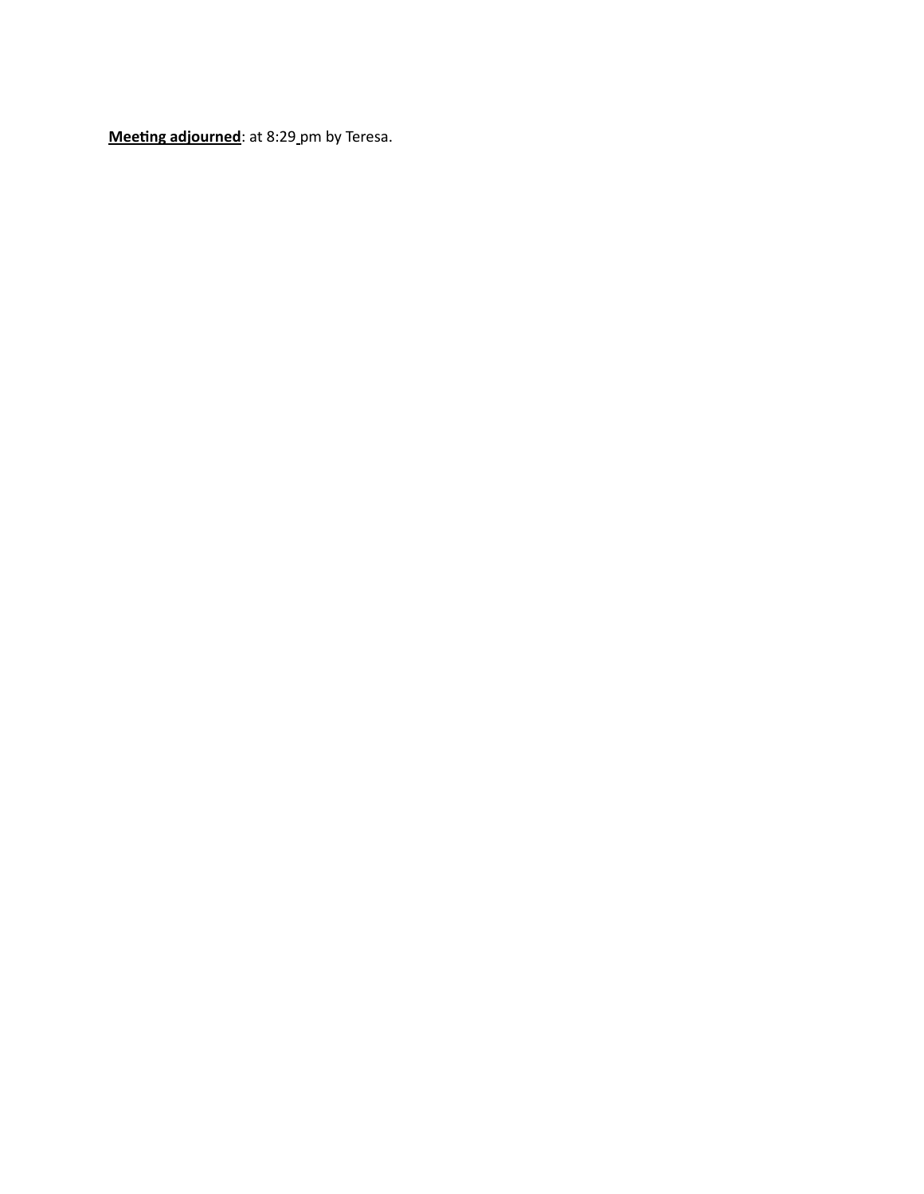**<u>Meeting adjourned</u>**: at 8:29 pm by Teresa.